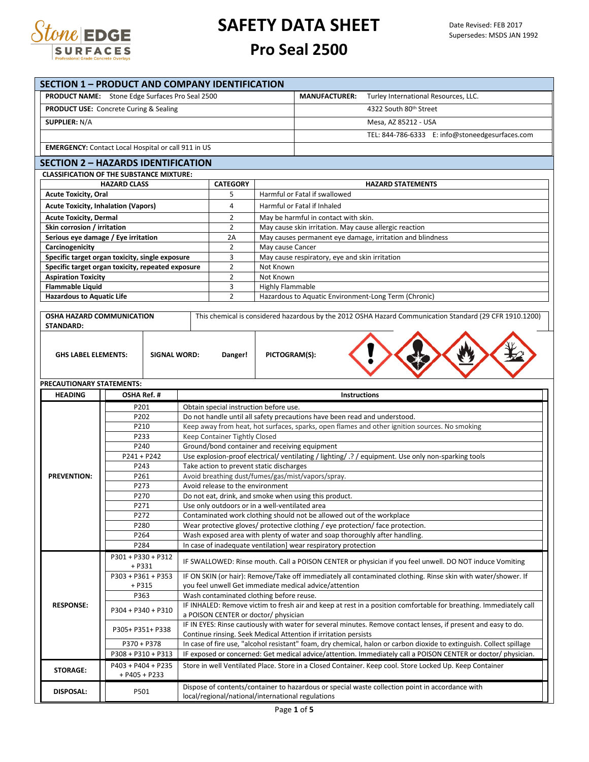# SAFETY DATA SHEET

## Pro Seal 2500

Date Revised: FEB 2017
Supersedes: MSDS JAN 1992

## SECTION 1 – PRODUCT AND COMPANY IDENTIFICATION

| | |
|---|---|
| **PRODUCT NAME:** Stone Edge Surfaces Pro Seal 2500 | **MANUFACTURER:** Turley International Resources, LLC. |
| **PRODUCT USE:** Concrete Curing & Sealing | 4322 South 80th Street |
| **SUPPLIER:** N/A | Mesa, AZ 85212 - USA |
| | TEL: 844-786-6333 E: info@stoneedgesurfaces.com |
| **EMERGENCY:** Contact Local Hospital or call 911 in US | |

## SECTION 2 – HAZARDS IDENTIFICATION

**CLASSIFICATION OF THE SUBSTANCE MIXTURE:**

| HAZARD CLASS | CATEGORY | HAZARD STATEMENTS |
|---|---|---|
| **Acute Toxicity, Oral** | 5 | Harmful or Fatal if swallowed |
| **Acute Toxicity, Inhalation (Vapors)** | 4 | Harmful or Fatal if Inhaled |
| **Acute Toxicity, Dermal** | 2 | May be harmful in contact with skin. |
| **Skin corrosion / irritation** | 2 | May cause skin irritation. May cause allergic reaction |
| **Serious eye damage / Eye irritation** | 2A | May causes permanent eye damage, irritation and blindness |
| **Carcinogenicity** | 2 | May cause Cancer |
| **Specific target organ toxicity, single exposure** | 3 | May cause respiratory, eye and skin irritation |
| **Specific target organ toxicity, repeated exposure** | 2 | Not Known |
| **Aspiration Toxicity** | 2 | Not Known |
| **Flammable Liquid** | 3 | Highly Flammable |
| **Hazardous to Aquatic Life** | 2 | Hazardous to Aquatic Environment-Long Term (Chronic) |

| | |
|---|---|
| **OSHA HAZARD COMMUNICATION STANDARD:** | This chemical is considered hazardous by the 2012 OSHA Hazard Communication Standard (29 CFR 1910.1200) |

| **GHS LABEL ELEMENTS:** | **SIGNAL WORD:** | **Danger!** | **PICTOGRAM(S):** |
|---|---|---|---|

**PRECAUTIONARY STATEMENTS:**

| HEADING | OSHA Ref. # | Instructions |
|---|---|---|
| **PREVENTION:** | P201 | Obtain special instruction before use. |
| | P202 | Do not handle until all safety precautions have been read and understood. |
| | P210 | Keep away from heat, hot surfaces, sparks, open flames and other ignition sources. No smoking |
| | P233 | Keep Container Tightly Closed |
| | P240 | Ground/bond container and receiving equipment |
| | P241 + P242 | Use explosion-proof electrical/ ventilating / lighting/ .? / equipment. Use only non-sparking tools |
| | P243 | Take action to prevent static discharges |
| | P261 | Avoid breathing dust/fumes/gas/mist/vapors/spray. |
| | P273 | Avoid release to the environment |
| | P270 | Do not eat, drink, and smoke when using this product. |
| | P271 | Use only outdoors or in a well-ventilated area |
| | P272 | Contaminated work clothing should not be allowed out of the workplace |
| | P280 | Wear protective gloves/ protective clothing / eye protection/ face protection. |
| | P264 | Wash exposed area with plenty of water and soap thoroughly after handling. |
| | P284 | In case of inadequate ventilation] wear respiratory protection |
| **RESPONSE:** | P301 + P330 + P312 + P331 | IF SWALLOWED: Rinse mouth. Call a POISON CENTER or physician if you feel unwell. DO NOT induce Vomiting |
| | P303 + P361 + P353 + P315 | IF ON SKIN (or hair): Remove/Take off immediately all contaminated clothing. Rinse skin with water/shower. If you feel unwell Get immediate medical advice/attention |
| | P363 | Wash contaminated clothing before reuse. |
| | P304 + P340 + P310 | IF INHALED: Remove victim to fresh air and keep at rest in a position comfortable for breathing. Immediately call a POISON CENTER or doctor/ physician |
| | P305+ P351+ P338 | IF IN EYES: Rinse cautiously with water for several minutes. Remove contact lenses, if present and easy to do. Continue rinsing. Seek Medical Attention if irritation persists |
| | P370 + P378 | In case of fire use, "alcohol resistant" foam, dry chemical, halon or carbon dioxide to extinguish. Collect spillage |
| | P308 + P310 + P313 | IF exposed or concerned: Get medical advice/attention. Immediately call a POISON CENTER or doctor/ physician. |
| **STORAGE:** | P403 + P404 + P235 + P405 + P233 | Store in well Ventilated Place. Store in a Closed Container. Keep cool. Store Locked Up. Keep Container |
| **DISPOSAL:** | P501 | Dispose of contents/container to hazardous or special waste collection point in accordance with local/regional/national/international regulations |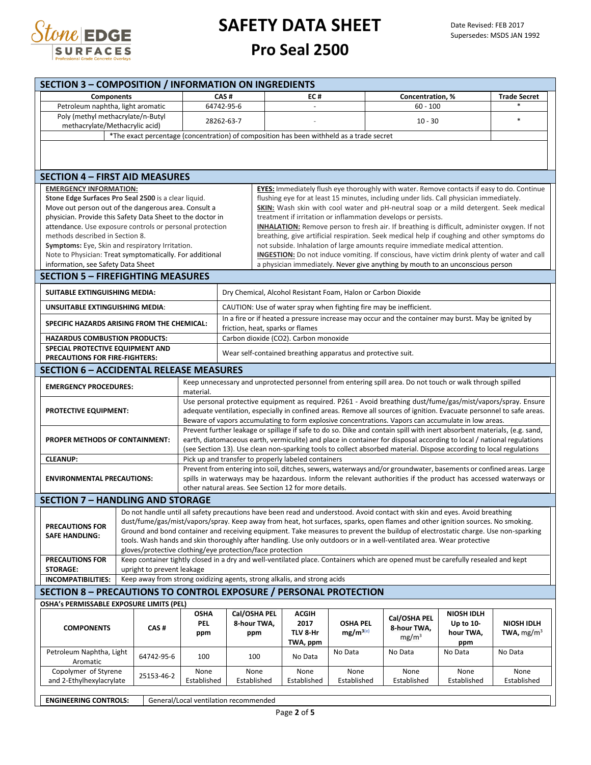# SAFETY DATA SHEET

## Pro Seal 2500

Date Revised: FEB 2017
Supersedes: MSDS JAN 1992

## SECTION 3 – COMPOSITION / INFORMATION ON INGREDIENTS

| Components | CAS # | EC # | Concentration, % | Trade Secret |
|---|---|---|---|---|
| Petroleum naphtha, light aromatic | 64742-95-6 | - | 60 - 100 | * |
| Poly (methyl methacrylate/n-Butyl methacrylate/Methacrylic acid) | 28262-63-7 | - | 10 - 30 | * |
| *The exact percentage (concentration) of composition has been withheld as a trade secret | | | | |

## SECTION 4 – FIRST AID MEASURES

**EMERGENCY INFORMATION:**
**Stone Edge Surfaces Pro Seal 2500** is a clear liquid.
Move out person out of the dangerous area. Consult a physician. Provide this Safety Data Sheet to the doctor in attendance. Use exposure controls or personal protection methods described in Section 8.
**Symptoms:** Eye, Skin and respiratory Irritation.
Note to Physician: Treat symptomatically. For additional information, see Safety Data Sheet

**EYES:** Immediately flush eye thoroughly with water. Remove contacts if easy to do. Continue flushing eye for at least 15 minutes, including under lids. Call physician immediately.
**SKIN:** Wash skin with cool water and pH-neutral soap or a mild detergent. Seek medical treatment if irritation or inflammation develops or persists.
**INHALATION:** Remove person to fresh air. If breathing is difficult, administer oxygen. If not breathing, give artificial respiration. Seek medical help if coughing and other symptoms do not subside. Inhalation of large amounts require immediate medical attention.
**INGESTION:** Do not induce vomiting. If conscious, have victim drink plenty of water and call a physician immediately. Never give anything by mouth to an unconscious person

## SECTION 5 – FIREFIGHTING MEASURES

| | |
|---|---|
| **SUITABLE EXTINGUISHING MEDIA:** | Dry Chemical, Alcohol Resistant Foam, Halon or Carbon Dioxide |
| **UNSUITABLE EXTINGUISHING MEDIA:** | CAUTION: Use of water spray when fighting fire may be inefficient. |
| **SPECIFIC HAZARDS ARISING FROM THE CHEMICAL:** | In a fire or if heated a pressure increase may occur and the container may burst. May be ignited by friction, heat, sparks or flames |
| **HAZARDUS COMBUSTION PRODUCTS:** | Carbon dioxide (CO2). Carbon monoxide |
| **SPECIAL PROTECTIVE EQUIPMENT AND PRECAUTIONS FOR FIRE-FIGHTERS:** | Wear self-contained breathing apparatus and protective suit. |

## SECTION 6 – ACCIDENTAL RELEASE MEASURES

| | |
|---|---|
| **EMERGENCY PROCEDURES:** | Keep unnecessary and unprotected personnel from entering spill area. Do not touch or walk through spilled material. |
| **PROTECTIVE EQUIPMENT:** | Use personal protective equipment as required. P261 - Avoid breathing dust/fume/gas/mist/vapors/spray. Ensure adequate ventilation, especially in confined areas. Remove all sources of ignition. Evacuate personnel to safe areas. Beware of vapors accumulating to form explosive concentrations. Vapors can accumulate in low areas. |
| **PROPER METHODS OF CONTAINMENT:** | Prevent further leakage or spillage if safe to do so. Dike and contain spill with inert absorbent materials, (e.g. sand, earth, diatomaceous earth, vermiculite) and place in container for disposal according to local / national regulations (see Section 13). Use clean non-sparking tools to collect absorbed material. Dispose according to local regulations |
| **CLEANUP:** | Pick up and transfer to properly labeled containers |
| **ENVIRONMENTAL PRECAUTIONS:** | Prevent from entering into soil, ditches, sewers, waterways and/or groundwater, basements or confined areas. Large spills in waterways may be hazardous. Inform the relevant authorities if the product has accessed waterways or other natural areas. See Section 12 for more details. |

## SECTION 7 – HANDLING AND STORAGE

| | |
|---|---|
| **PRECAUTIONS FOR SAFE HANDLING:** | Do not handle until all safety precautions have been read and understood. Avoid contact with skin and eyes. Avoid breathing dust/fume/gas/mist/vapors/spray. Keep away from heat, hot surfaces, sparks, open flames and other ignition sources. No smoking. Ground and bond container and receiving equipment. Take measures to prevent the buildup of electrostatic charge. Use non-sparking tools. Wash hands and skin thoroughly after handling. Use only outdoors or in a well-ventilated area. Wear protective gloves/protective clothing/eye protection/face protection |
| **PRECAUTIONS FOR STORAGE:** | Keep container tightly closed in a dry and well-ventilated place. Containers which are opened must be carefully resealed and kept upright to prevent leakage |
| **INCOMPATIBILITIES:** | Keep away from strong oxidizing agents, strong alkalis, and strong acids |

## SECTION 8 – PRECAUTIONS TO CONTROL EXPOSURE / PERSONAL PROTECTION

**OSHA's PERMISSABLE EXPOSURE LIMITS (PEL)**

| COMPONENTS | CAS # | OSHA PEL ppm | Cal/OSHA PEL 8-hour TWA, ppm | ACGIH 2017 TLV 8-Hr TWA, ppm | OSHA PEL $mg/m^3$ (e) | Cal/OSHA PEL 8-hour TWA, $mg/m^3$ | NIOSH IDLH Up to 10-hour TWA, ppm | NIOSH IDLH TWA, $mg/m^3$ |
|---|---|---|---|---|---|---|---|---|
| Petroleum Naphtha, Light Aromatic | 64742-95-6 | 100 | 100 | No Data | No Data | No Data | No Data | No Data |
| Copolymer of Styrene and 2-Ethylhexylacrylate | 25153-46-2 | None Established | None Established | None Established | None Established | None Established | None Established | None Established |

| | |
|---|---|
| **ENGINEERING CONTROLS:** | General/Local ventilation recommended |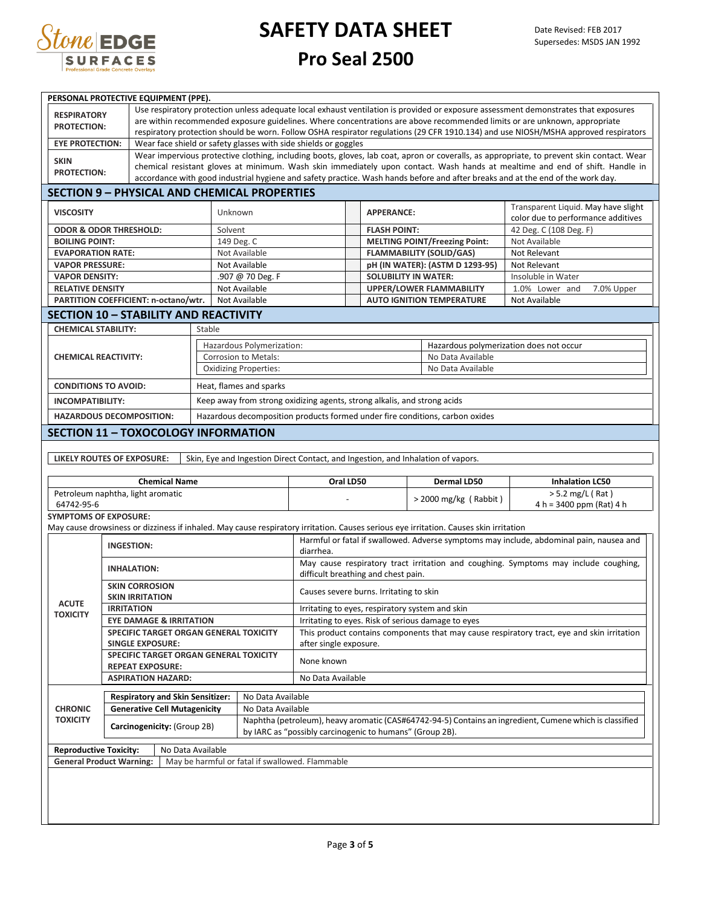# SAFETY DATA SHEET
## Pro Seal 2500

Date Revised: FEB 2017
Supersedes: MSDS JAN 1992

**PERSONAL PROTECTIVE EQUIPMENT (PPE).**

| | |
|---|---|
| **RESPIRATORY PROTECTION:** | Use respiratory protection unless adequate local exhaust ventilation is provided or exposure assessment demonstrates that exposures are within recommended exposure guidelines. Where concentrations are above recommended limits or are unknown, appropriate respiratory protection should be worn. Follow OSHA respirator regulations (29 CFR 1910.134) and use NIOSH/MSHA approved respirators |
| **EYE PROTECTION:** | Wear face shield or safety glasses with side shields or goggles |
| **SKIN PROTECTION:** | Wear impervious protective clothing, including boots, gloves, lab coat, apron or coveralls, as appropriate, to prevent skin contact. Wear chemical resistant gloves at minimum. Wash skin immediately upon contact. Wash hands at mealtime and end of shift. Handle in accordance with good industrial hygiene and safety practice. Wash hands before and after breaks and at the end of the work day. |

## SECTION 9 – PHYSICAL AND CHEMICAL PROPERTIES

| | | | |
|---|---|---|---|
| **VISCOSITY** | Unknown | **APPERANCE:** | Transparent Liquid. May have slight color due to performance additives |
| **ODOR & ODOR THRESHOLD:** | Solvent | **FLASH POINT:** | 42 Deg. C (108 Deg. F) |
| **BOILING POINT:** | 149 Deg. C | **MELTING POINT/Freezing Point:** | Not Available |
| **EVAPORATION RATE:** | Not Available | **FLAMMABILITY (SOLID/GAS)** | Not Relevant |
| **VAPOR PRESSURE:** | Not Available | **pH (IN WATER): (ASTM D 1293-95)** | Not Relevant |
| **VAPOR DENSITY:** | .907 @ 70 Deg. F | **SOLUBILITY IN WATER:** | Insoluble in Water |
| **RELATIVE DENSITY** | Not Available | **UPPER/LOWER FLAMMABILITY** | 1.0% Lower and 7.0% Upper |
| **PARTITION COEFFICIENT: n-octano/wtr.** | Not Available | **AUTO IGNITION TEMPERATURE** | Not Available |

## SECTION 10 – STABILITY AND REACTIVITY

| | | |
|---|---|---|
| **CHEMICAL STABILITY:** | Stable | |
| **CHEMICAL REACTIVITY:** | Hazardous Polymerization: | Hazardous polymerization does not occur |
| | Corrosion to Metals: | No Data Available |
| | Oxidizing Properties: | No Data Available |
| **CONDITIONS TO AVOID:** | Heat, flames and sparks | |
| **INCOMPATIBILITY:** | Keep away from strong oxidizing agents, strong alkalis, and strong acids | |
| **HAZARDOUS DECOMPOSITION:** | Hazardous decomposition products formed under fire conditions, carbon oxides | |

## SECTION 11 – TOXOCOLOGY INFORMATION

| | |
|---|---|
| **LIKELY ROUTES OF EXPOSURE:** | Skin, Eye and Ingestion Direct Contact, and Ingestion, and Inhalation of vapors. |

| Chemical Name | Oral LD50 | Dermal LD50 | Inhalation LC50 |
|---|---|---|---|
| Petroleum naphtha, light aromatic 64742-95-6 | - | > 2000 mg/kg ( Rabbit ) | > 5.2 mg/L ( Rat ) 4 h = 3400 ppm (Rat) 4 h |

**SYMPTOMS OF EXPOSURE:**
May cause drowsiness or dizziness if inhaled. May cause respiratory irritation. Causes serious eye irritation. Causes skin irritation

| | | |
|---|---|---|
| **ACUTE TOXICITY** | **INGESTION:** | Harmful or fatal if swallowed. Adverse symptoms may include, abdominal pain, nausea and diarrhea. |
| | **INHALATION:** | May cause respiratory tract irritation and coughing. Symptoms may include coughing, difficult breathing and chest pain. |
| | **SKIN CORROSION SKIN IRRITATION** | Causes severe burns. Irritating to skin |
| | **IRRITATION** | Irritating to eyes, respiratory system and skin |
| | **EYE DAMAGE & IRRITATION** | Irritating to eyes. Risk of serious damage to eyes |
| | **SPECIFIC TARGET ORGAN GENERAL TOXICITY SINGLE EXPOSURE:** | This product contains components that may cause respiratory tract, eye and skin irritation after single exposure. |
| | **SPECIFIC TARGET ORGAN GENERAL TOXICITY REPEAT EXPOSURE:** | None known |
| | **ASPIRATION HAZARD:** | No Data Available |

| | | |
|---|---|---|
| **CHRONIC TOXICITY** | **Respiratory and Skin Sensitizer:** | No Data Available |
| | **Generative Cell Mutagenicity** | No Data Available |
| | **Carcinogenicity:** (Group 2B) | Naphtha (petroleum), heavy aromatic (CAS#64742-94-5) Contains an ingredient, Cumene which is classified by IARC as "possibly carcinogenic to humans" (Group 2B). |

| | |
|---|---|
| **Reproductive Toxicity:** | No Data Available |
| **General Product Warning:** | May be harmful or fatal if swallowed. Flammable |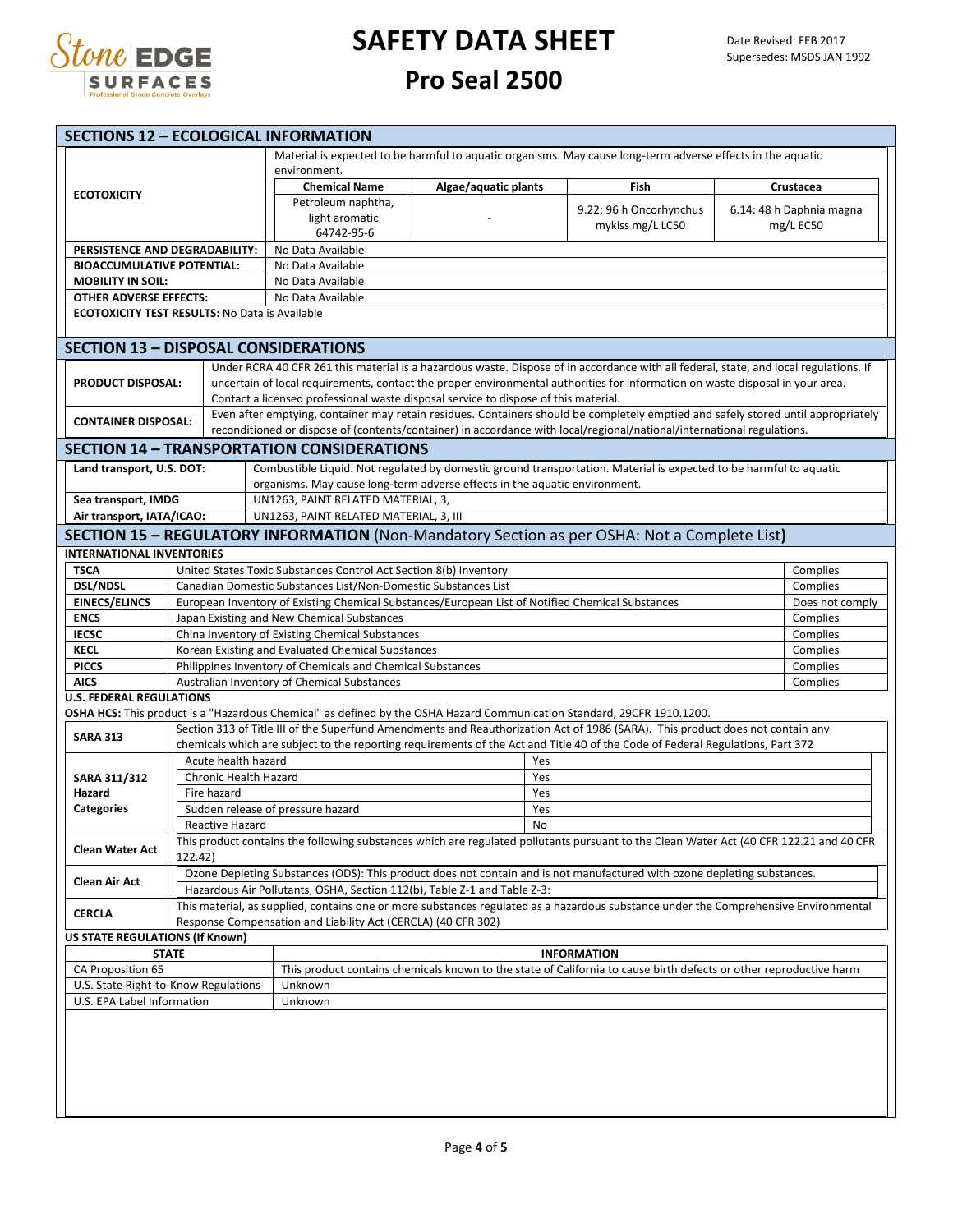# SAFETY DATA SHEET

## Pro Seal 2500

Date Revised: FEB 2017
Supersedes: MSDS JAN 1992

## SECTIONS 12 – ECOLOGICAL INFORMATION

**ECOTOXICITY**

Material is expected to be harmful to aquatic organisms. May cause long-term adverse effects in the aquatic environment.

| Chemical Name | Algae/aquatic plants | Fish | Crustacea |
|---|---|---|---|
| Petroleum naphtha, light aromatic 64742-95-6 | - | 9.22: 96 h Oncorhynchus mykiss mg/L LC50 | 6.14: 48 h Daphnia magna mg/L EC50 |

| | |
|---|---|
| **PERSISTENCE AND DEGRADABILITY:** | No Data Available |
| **BIOACCUMULATIVE POTENTIAL:** | No Data Available |
| **MOBILITY IN SOIL:** | No Data Available |
| **OTHER ADVERSE EFFECTS:** | No Data Available |

**ECOTOXICITY TEST RESULTS:** No Data is Available

## SECTION 13 – DISPOSAL CONSIDERATIONS

| | |
|---|---|
| **PRODUCT DISPOSAL:** | Under RCRA 40 CFR 261 this material is a hazardous waste. Dispose of in accordance with all federal, state, and local regulations. If uncertain of local requirements, contact the proper environmental authorities for information on waste disposal in your area. Contact a licensed professional waste disposal service to dispose of this material. |
| **CONTAINER DISPOSAL:** | Even after emptying, container may retain residues. Containers should be completely emptied and safely stored until appropriately reconditioned or dispose of (contents/container) in accordance with local/regional/national/international regulations. |

## SECTION 14 – TRANSPORTATION CONSIDERATIONS

| | |
|---|---|
| **Land transport, U.S. DOT:** | Combustible Liquid. Not regulated by domestic ground transportation. Material is expected to be harmful to aquatic organisms. May cause long-term adverse effects in the aquatic environment. |
| **Sea transport, IMDG** | UN1263, PAINT RELATED MATERIAL, 3, |
| **Air transport, IATA/ICAO:** | UN1263, PAINT RELATED MATERIAL, 3, III |

## SECTION 15 – REGULATORY INFORMATION (Non-Mandatory Section as per OSHA: Not a Complete List)

**INTERNATIONAL INVENTORIES**

| | | |
|---|---|---|
| **TSCA** | United States Toxic Substances Control Act Section 8(b) Inventory | Complies |
| **DSL/NDSL** | Canadian Domestic Substances List/Non-Domestic Substances List | Complies |
| **EINECS/ELINCS** | European Inventory of Existing Chemical Substances/European List of Notified Chemical Substances | Does not comply |
| **ENCS** | Japan Existing and New Chemical Substances | Complies |
| **IECSC** | China Inventory of Existing Chemical Substances | Complies |
| **KECL** | Korean Existing and Evaluated Chemical Substances | Complies |
| **PICCS** | Philippines Inventory of Chemicals and Chemical Substances | Complies |
| **AICS** | Australian Inventory of Chemical Substances | Complies |

**U.S. FEDERAL REGULATIONS**

**OSHA HCS:** This product is a "Hazardous Chemical" as defined by the OSHA Hazard Communication Standard, 29CFR 1910.1200.

**SARA 313**: Section 313 of Title III of the Superfund Amendments and Reauthorization Act of 1986 (SARA). This product does not contain any chemicals which are subject to the reporting requirements of the Act and Title 40 of the Code of Federal Regulations, Part 372

**SARA 311/312 Hazard Categories**

| | |
|---|---|
| Acute health hazard | Yes |
| Chronic Health Hazard | Yes |
| Fire hazard | Yes |
| Sudden release of pressure hazard | Yes |
| Reactive Hazard | No |

**Clean Water Act**: This product contains the following substances which are regulated pollutants pursuant to the Clean Water Act (40 CFR 122.21 and 40 CFR 122.42)

**Clean Air Act**:
- Ozone Depleting Substances (ODS): This product does not contain and is not manufactured with ozone depleting substances.
- Hazardous Air Pollutants, OSHA, Section 112(b), Table Z-1 and Table Z-3:

**CERCLA**: This material, as supplied, contains one or more substances regulated as a hazardous substance under the Comprehensive Environmental Response Compensation and Liability Act (CERCLA) (40 CFR 302)

**US STATE REGULATIONS (If Known)**

| STATE | INFORMATION |
|---|---|
| CA Proposition 65 | This product contains chemicals known to the state of California to cause birth defects or other reproductive harm |
| U.S. State Right-to-Know Regulations | Unknown |
| U.S. EPA Label Information | Unknown |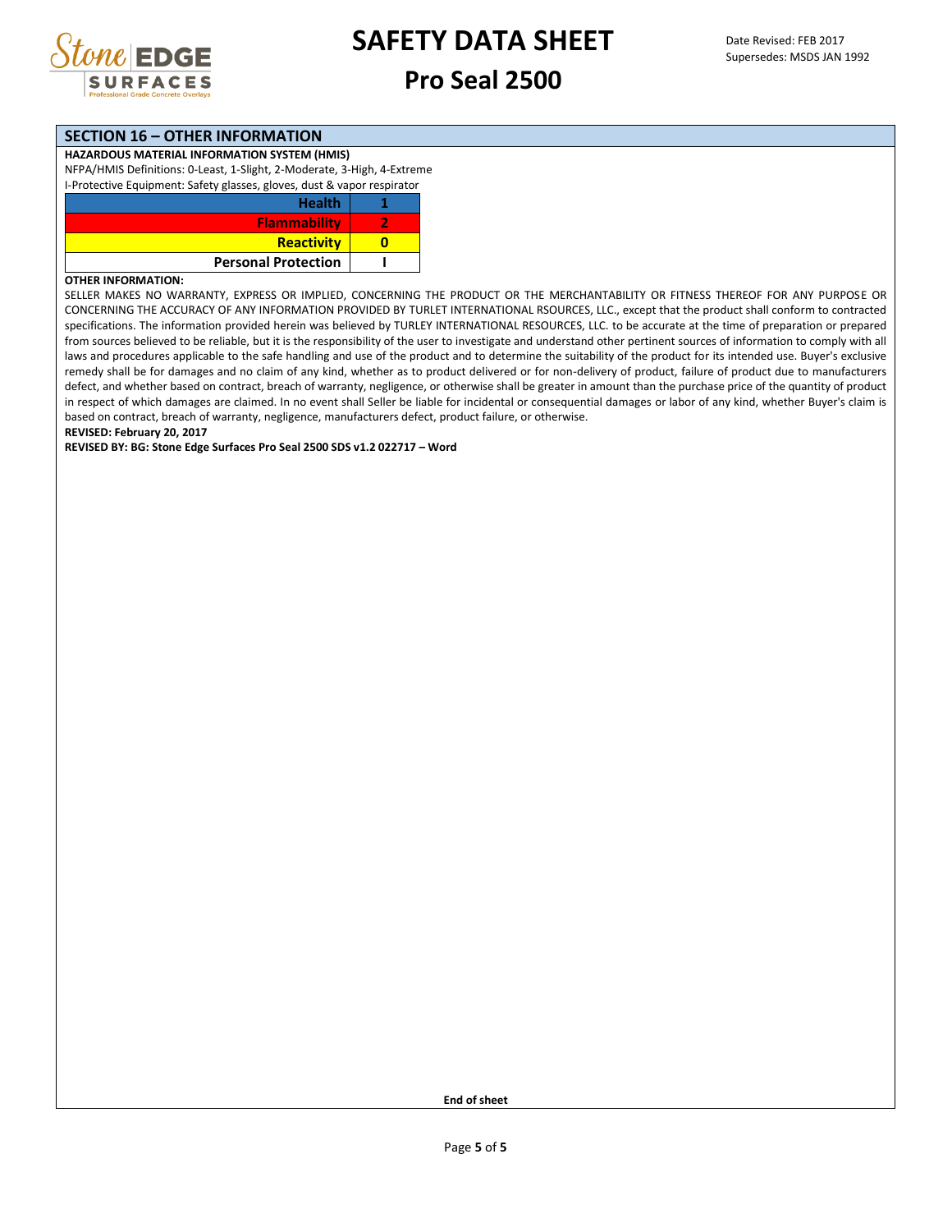## SECTION 16 – OTHER INFORMATION

**HAZARDOUS MATERIAL INFORMATION SYSTEM (HMIS)**

NFPA/HMIS Definitions: 0-Least, 1-Slight, 2-Moderate, 3-High, 4-Extreme

I-Protective Equipment: Safety glasses, gloves, dust & vapor respirator

| | |
|---|---|
| Health | 1 |
| Flammability | 2 |
| Reactivity | 0 |
| Personal Protection | I |

**OTHER INFORMATION:**

SELLER MAKES NO WARRANTY, EXPRESS OR IMPLIED, CONCERNING THE PRODUCT OR THE MERCHANTABILITY OR FITNESS THEREOF FOR ANY PURPOSE OR CONCERNING THE ACCURACY OF ANY INFORMATION PROVIDED BY TURLET INTERNATIONAL RSOURCES, LLC., except that the product shall conform to contracted specifications. The information provided herein was believed by TURLEY INTERNATIONAL RESOURCES, LLC. to be accurate at the time of preparation or prepared from sources believed to be reliable, but it is the responsibility of the user to investigate and understand other pertinent sources of information to comply with all laws and procedures applicable to the safe handling and use of the product and to determine the suitability of the product for its intended use. Buyer's exclusive remedy shall be for damages and no claim of any kind, whether as to product delivered or for non-delivery of product, failure of product due to manufacturers defect, and whether based on contract, breach of warranty, negligence, or otherwise shall be greater in amount than the purchase price of the quantity of product in respect of which damages are claimed. In no event shall Seller be liable for incidental or consequential damages or labor of any kind, whether Buyer's claim is based on contract, breach of warranty, negligence, manufacturers defect, product failure, or otherwise.

**REVISED: February 20, 2017**

**REVISED BY: BG: Stone Edge Surfaces Pro Seal 2500 SDS v1.2 022717 – Word**

**End of sheet**